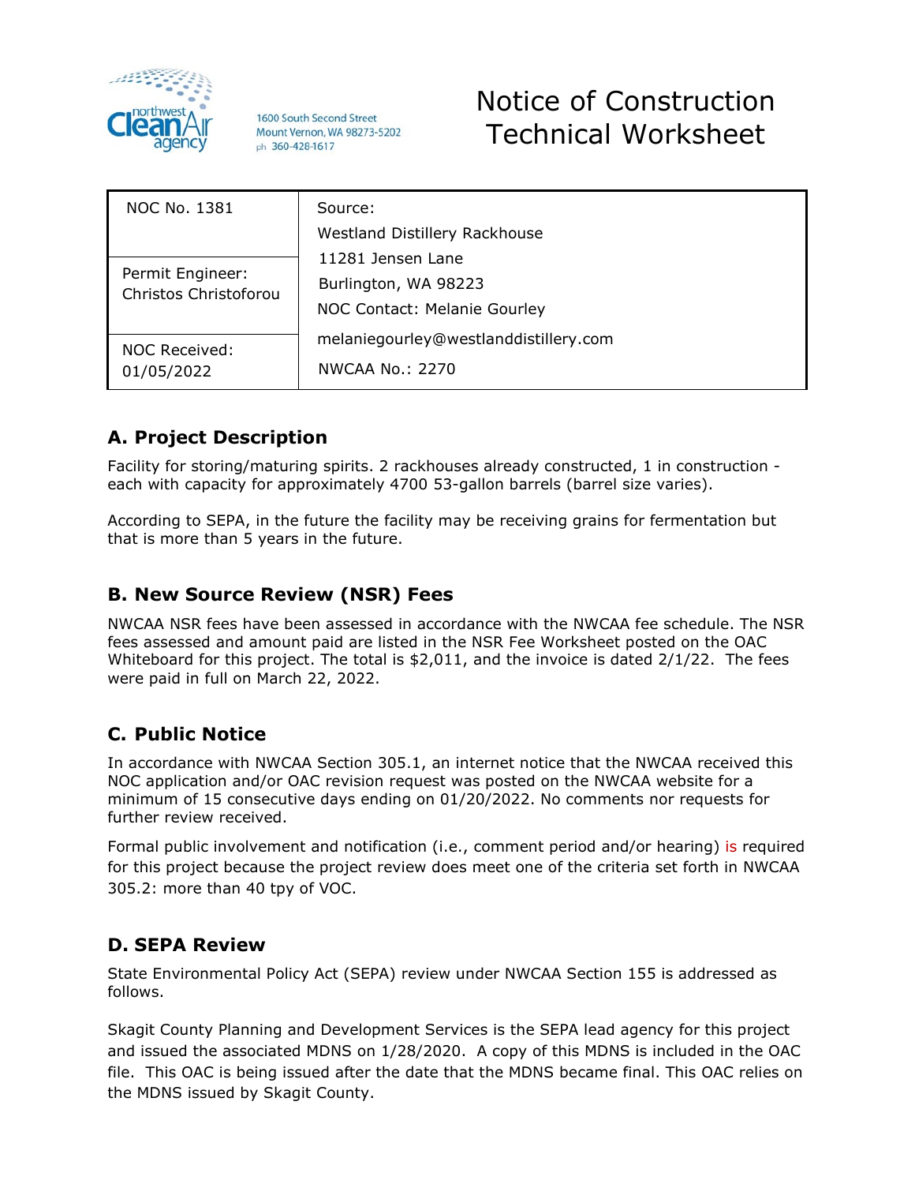northwest Clean Air agency

1600 South Second Street
Mount Vernon, WA 98273-5202
ph 360-428-1617

# Notice of Construction Technical Worksheet

| NOC No. 1381 | Source: Westland Distillery Rackhouse 11281 Jensen Lane Burlington, WA 98223 NOC Contact: Melanie Gourley melaniegourley@westlanddistillery.com NWCAA No.: 2270 |
| --- | --- |
| Permit Engineer: Christos Christoforou | |
| NOC Received: 01/05/2022 | |

## A. Project Description

Facility for storing/maturing spirits. 2 rackhouses already constructed, 1 in construction - each with capacity for approximately 4700 53-gallon barrels (barrel size varies).

According to SEPA, in the future the facility may be receiving grains for fermentation but that is more than 5 years in the future.

## B. New Source Review (NSR) Fees

NWCAA NSR fees have been assessed in accordance with the NWCAA fee schedule. The NSR fees assessed and amount paid are listed in the NSR Fee Worksheet posted on the OAC Whiteboard for this project. The total is $2,011, and the invoice is dated 2/1/22. The fees were paid in full on March 22, 2022.

## C. Public Notice

In accordance with NWCAA Section 305.1, an internet notice that the NWCAA received this NOC application and/or OAC revision request was posted on the NWCAA website for a minimum of 15 consecutive days ending on 01/20/2022. No comments nor requests for further review received.

Formal public involvement and notification (i.e., comment period and/or hearing) is required for this project because the project review does meet one of the criteria set forth in NWCAA 305.2: more than 40 tpy of VOC.

## D. SEPA Review

State Environmental Policy Act (SEPA) review under NWCAA Section 155 is addressed as follows.

Skagit County Planning and Development Services is the SEPA lead agency for this project and issued the associated MDNS on 1/28/2020. A copy of this MDNS is included in the OAC file. This OAC is being issued after the date that the MDNS became final. This OAC relies on the MDNS issued by Skagit County.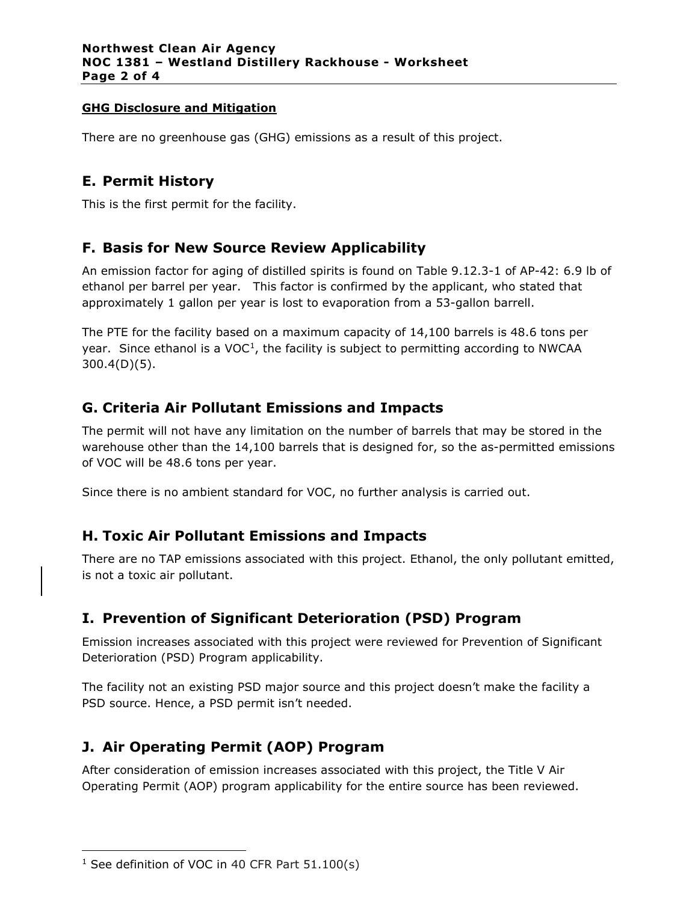#### GHG Disclosure and Mitigation

There are no greenhouse gas (GHG) emissions as a result of this project.

## E. Permit History

This is the first permit for the facility.

## F. Basis for New Source Review Applicability

An emission factor for aging of distilled spirits is found on Table 9.12.3-1 of AP-42: 6.9 lb of ethanol per barrel per year. This factor is confirmed by the applicant, who stated that approximately 1 gallon per year is lost to evaporation from a 53-gallon barrell.

The PTE for the facility based on a maximum capacity of 14,100 barrels is 48.6 tons per year. Since ethanol is a VOC[1], the facility is subject to permitting according to NWCAA 300.4(D)(5).

## G. Criteria Air Pollutant Emissions and Impacts

The permit will not have any limitation on the number of barrels that may be stored in the warehouse other than the 14,100 barrels that is designed for, so the as-permitted emissions of VOC will be 48.6 tons per year.

Since there is no ambient standard for VOC, no further analysis is carried out.

## H. Toxic Air Pollutant Emissions and Impacts

There are no TAP emissions associated with this project. Ethanol, the only pollutant emitted, is not a toxic air pollutant.

## I. Prevention of Significant Deterioration (PSD) Program

Emission increases associated with this project were reviewed for Prevention of Significant Deterioration (PSD) Program applicability.

The facility not an existing PSD major source and this project doesn't make the facility a PSD source. Hence, a PSD permit isn't needed.

## J. Air Operating Permit (AOP) Program

After consideration of emission increases associated with this project, the Title V Air Operating Permit (AOP) program applicability for the entire source has been reviewed.

---

[1] See definition of VOC in 40 CFR Part 51.100(s)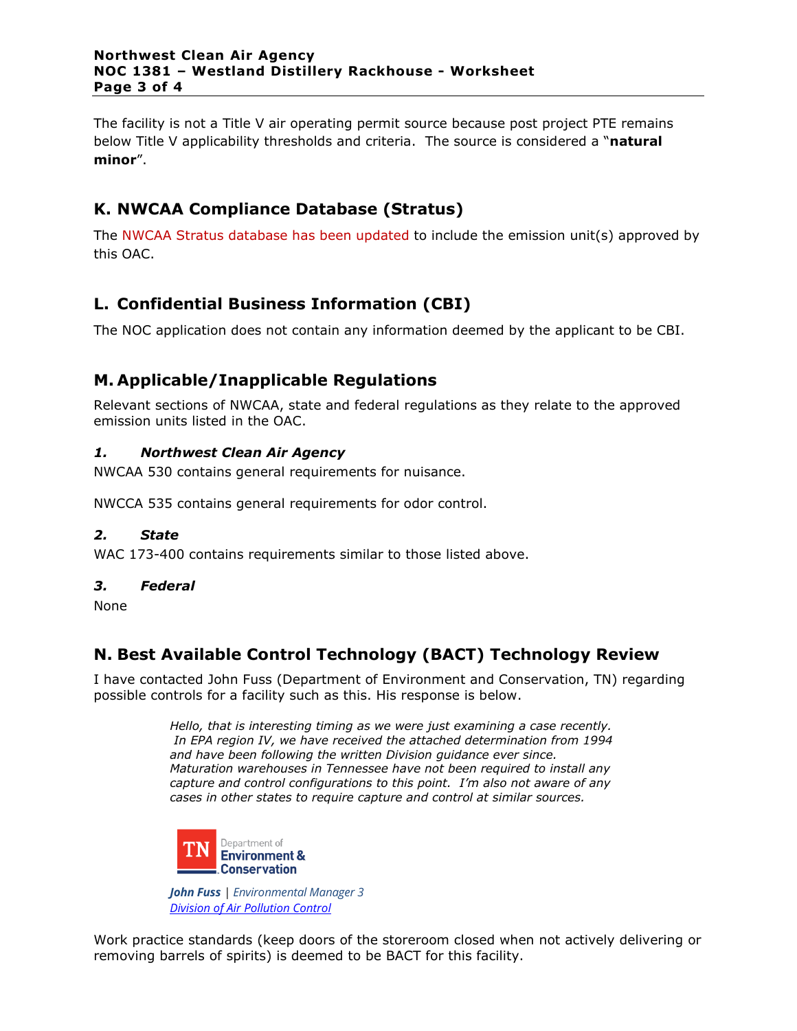The facility is not a Title V air operating permit source because post project PTE remains below Title V applicability thresholds and criteria. The source is considered a "**natural minor**".

## K. NWCAA Compliance Database (Stratus)

The NWCAA Stratus database has been updated to include the emission unit(s) approved by this OAC.

## L. Confidential Business Information (CBI)

The NOC application does not contain any information deemed by the applicant to be CBI.

## M. Applicable/Inapplicable Regulations

Relevant sections of NWCAA, state and federal regulations as they relate to the approved emission units listed in the OAC.

### *1. Northwest Clean Air Agency*

NWCAA 530 contains general requirements for nuisance.

NWCCA 535 contains general requirements for odor control.

### *2. State*

WAC 173-400 contains requirements similar to those listed above.

### *3. Federal*

None

## N. Best Available Control Technology (BACT) Technology Review

I have contacted John Fuss (Department of Environment and Conservation, TN) regarding possible controls for a facility such as this. His response is below.

> *Hello, that is interesting timing as we were just examining a case recently. In EPA region IV, we have received the attached determination from 1994 and have been following the written Division guidance ever since. Maturation warehouses in Tennessee have not been required to install any capture and control configurations to this point. I'm also not aware of any cases in other states to require capture and control at similar sources.*
>
> TN Department of Environment & Conservation
>
> ***John Fuss*** | *Environmental Manager 3*
> *Division of Air Pollution Control*

Work practice standards (keep doors of the storeroom closed when not actively delivering or removing barrels of spirits) is deemed to be BACT for this facility.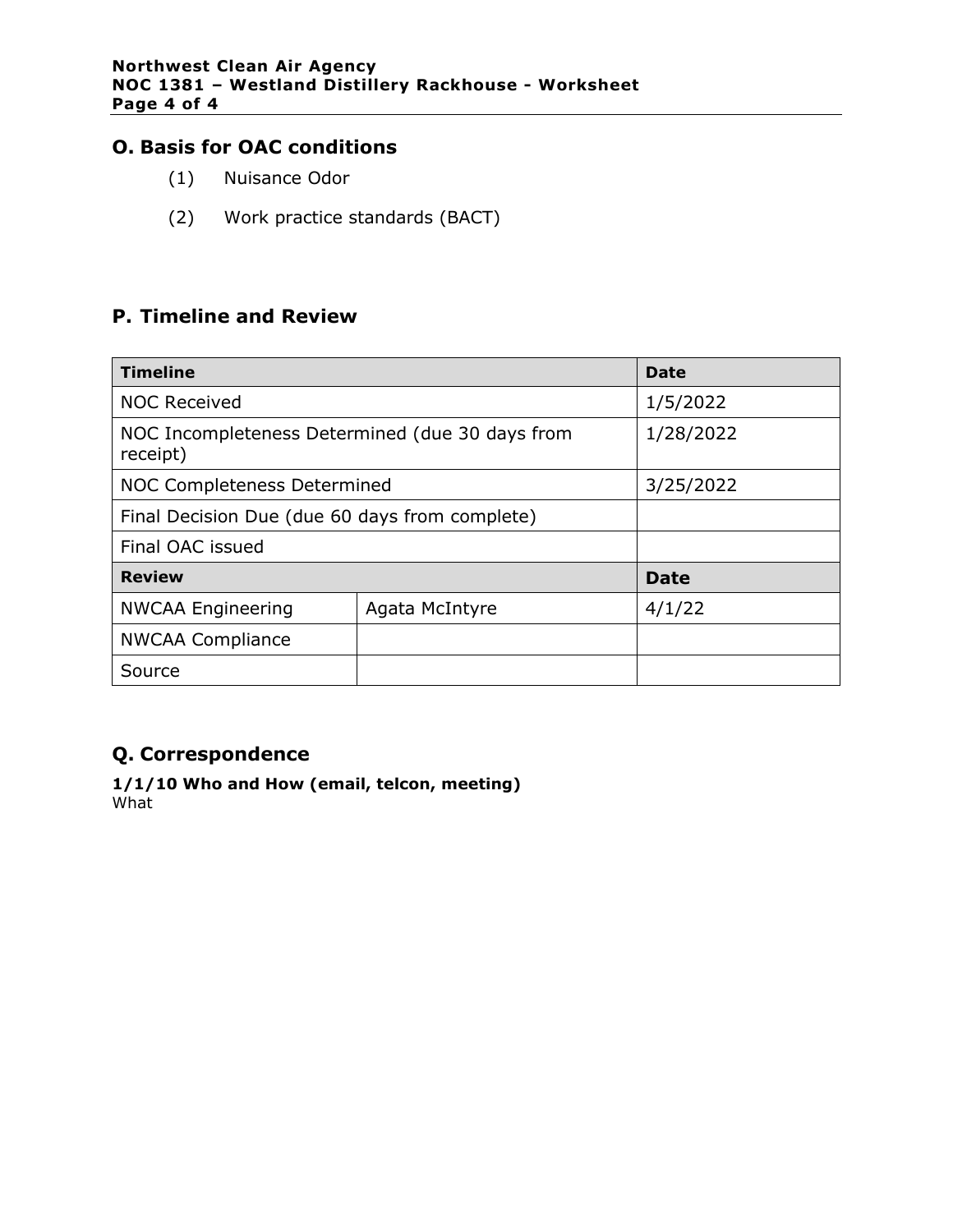## O. Basis for OAC conditions

(1) Nuisance Odor

(2) Work practice standards (BACT)

## P. Timeline and Review

| Timeline | | Date |
|---|---|---|
| NOC Received | | 1/5/2022 |
| NOC Incompleteness Determined (due 30 days from receipt) | | 1/28/2022 |
| NOC Completeness Determined | | 3/25/2022 |
| Final Decision Due (due 60 days from complete) | | |
| Final OAC issued | | |
| **Review** | | **Date** |
| NWCAA Engineering | Agata McIntyre | 4/1/22 |
| NWCAA Compliance | | |
| Source | | |

## Q. Correspondence

**1/1/10 Who and How (email, telcon, meeting)**
What